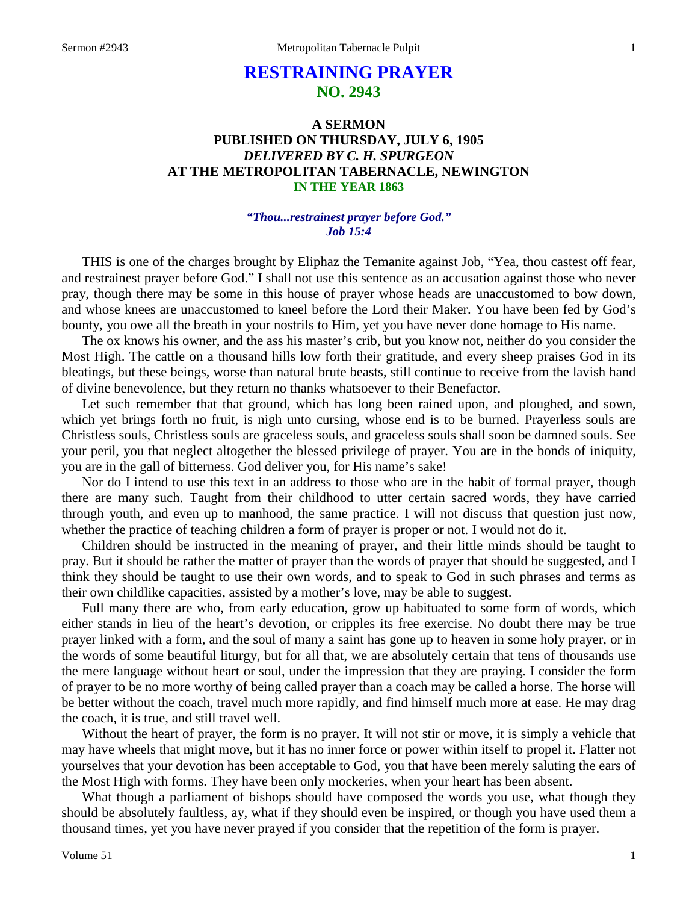# RESTRAINING PRAYER
## NO. 2943

### A SERMON
### PUBLISHED ON THURSDAY, JULY 6, 1905
### *DELIVERED BY C. H. SPURGEON*
### AT THE METROPOLITAN TABERNACLE, NEWINGTON
### IN THE YEAR 1863

***"Thou...restrainest prayer before God." Job 15:4***

THIS is one of the charges brought by Eliphaz the Temanite against Job, "Yea, thou castest off fear, and restrainest prayer before God." I shall not use this sentence as an accusation against those who never pray, though there may be some in this house of prayer whose heads are unaccustomed to bow down, and whose knees are unaccustomed to kneel before the Lord their Maker. You have been fed by God's bounty, you owe all the breath in your nostrils to Him, yet you have never done homage to His name.

The ox knows his owner, and the ass his master's crib, but you know not, neither do you consider the Most High. The cattle on a thousand hills low forth their gratitude, and every sheep praises God in its bleatings, but these beings, worse than natural brute beasts, still continue to receive from the lavish hand of divine benevolence, but they return no thanks whatsoever to their Benefactor.

Let such remember that that ground, which has long been rained upon, and ploughed, and sown, which yet brings forth no fruit, is nigh unto cursing, whose end is to be burned. Prayerless souls are Christless souls, Christless souls are graceless souls, and graceless souls shall soon be damned souls. See your peril, you that neglect altogether the blessed privilege of prayer. You are in the bonds of iniquity, you are in the gall of bitterness. God deliver you, for His name's sake!

Nor do I intend to use this text in an address to those who are in the habit of formal prayer, though there are many such. Taught from their childhood to utter certain sacred words, they have carried through youth, and even up to manhood, the same practice. I will not discuss that question just now, whether the practice of teaching children a form of prayer is proper or not. I would not do it.

Children should be instructed in the meaning of prayer, and their little minds should be taught to pray. But it should be rather the matter of prayer than the words of prayer that should be suggested, and I think they should be taught to use their own words, and to speak to God in such phrases and terms as their own childlike capacities, assisted by a mother's love, may be able to suggest.

Full many there are who, from early education, grow up habituated to some form of words, which either stands in lieu of the heart's devotion, or cripples its free exercise. No doubt there may be true prayer linked with a form, and the soul of many a saint has gone up to heaven in some holy prayer, or in the words of some beautiful liturgy, but for all that, we are absolutely certain that tens of thousands use the mere language without heart or soul, under the impression that they are praying. I consider the form of prayer to be no more worthy of being called prayer than a coach may be called a horse. The horse will be better without the coach, travel much more rapidly, and find himself much more at ease. He may drag the coach, it is true, and still travel well.

Without the heart of prayer, the form is no prayer. It will not stir or move, it is simply a vehicle that may have wheels that might move, but it has no inner force or power within itself to propel it. Flatter not yourselves that your devotion has been acceptable to God, you that have been merely saluting the ears of the Most High with forms. They have been only mockeries, when your heart has been absent.

What though a parliament of bishops should have composed the words you use, what though they should be absolutely faultless, ay, what if they should even be inspired, or though you have used them a thousand times, yet you have never prayed if you consider that the repetition of the form is prayer.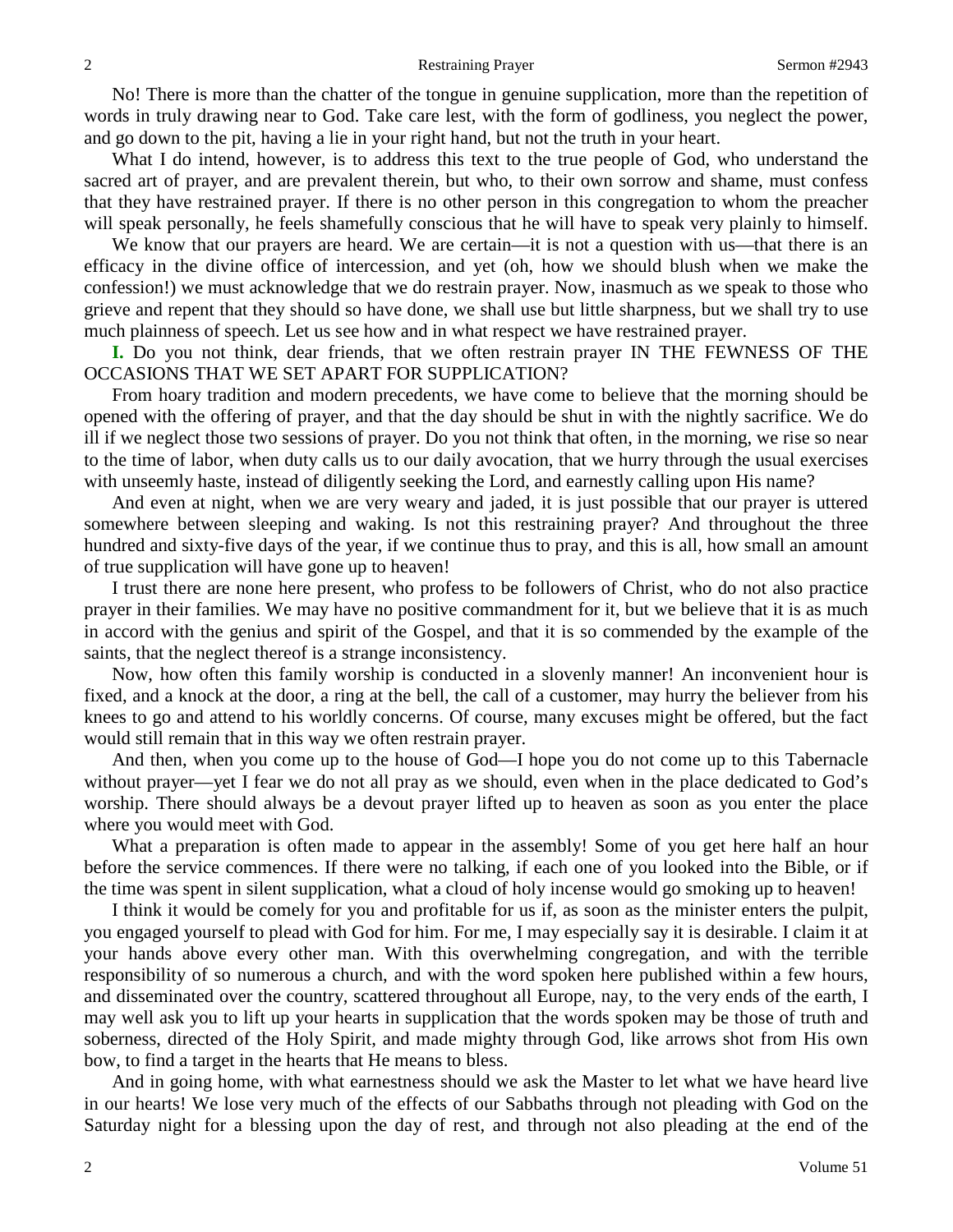No! There is more than the chatter of the tongue in genuine supplication, more than the repetition of words in truly drawing near to God. Take care lest, with the form of godliness, you neglect the power, and go down to the pit, having a lie in your right hand, but not the truth in your heart.

What I do intend, however, is to address this text to the true people of God, who understand the sacred art of prayer, and are prevalent therein, but who, to their own sorrow and shame, must confess that they have restrained prayer. If there is no other person in this congregation to whom the preacher will speak personally, he feels shamefully conscious that he will have to speak very plainly to himself.

We know that our prayers are heard. We are certain—it is not a question with us—that there is an efficacy in the divine office of intercession, and yet (oh, how we should blush when we make the confession!) we must acknowledge that we do restrain prayer. Now, inasmuch as we speak to those who grieve and repent that they should so have done, we shall use but little sharpness, but we shall try to use much plainness of speech. Let us see how and in what respect we have restrained prayer.

**I.** Do you not think, dear friends, that we often restrain prayer IN THE FEWNESS OF THE OCCASIONS THAT WE SET APART FOR SUPPLICATION?

From hoary tradition and modern precedents, we have come to believe that the morning should be opened with the offering of prayer, and that the day should be shut in with the nightly sacrifice. We do ill if we neglect those two sessions of prayer. Do you not think that often, in the morning, we rise so near to the time of labor, when duty calls us to our daily avocation, that we hurry through the usual exercises with unseemly haste, instead of diligently seeking the Lord, and earnestly calling upon His name?

And even at night, when we are very weary and jaded, it is just possible that our prayer is uttered somewhere between sleeping and waking. Is not this restraining prayer? And throughout the three hundred and sixty-five days of the year, if we continue thus to pray, and this is all, how small an amount of true supplication will have gone up to heaven!

I trust there are none here present, who profess to be followers of Christ, who do not also practice prayer in their families. We may have no positive commandment for it, but we believe that it is as much in accord with the genius and spirit of the Gospel, and that it is so commended by the example of the saints, that the neglect thereof is a strange inconsistency.

Now, how often this family worship is conducted in a slovenly manner! An inconvenient hour is fixed, and a knock at the door, a ring at the bell, the call of a customer, may hurry the believer from his knees to go and attend to his worldly concerns. Of course, many excuses might be offered, but the fact would still remain that in this way we often restrain prayer.

And then, when you come up to the house of God—I hope you do not come up to this Tabernacle without prayer—yet I fear we do not all pray as we should, even when in the place dedicated to God's worship. There should always be a devout prayer lifted up to heaven as soon as you enter the place where you would meet with God.

What a preparation is often made to appear in the assembly! Some of you get here half an hour before the service commences. If there were no talking, if each one of you looked into the Bible, or if the time was spent in silent supplication, what a cloud of holy incense would go smoking up to heaven!

I think it would be comely for you and profitable for us if, as soon as the minister enters the pulpit, you engaged yourself to plead with God for him. For me, I may especially say it is desirable. I claim it at your hands above every other man. With this overwhelming congregation, and with the terrible responsibility of so numerous a church, and with the word spoken here published within a few hours, and disseminated over the country, scattered throughout all Europe, nay, to the very ends of the earth, I may well ask you to lift up your hearts in supplication that the words spoken may be those of truth and soberness, directed of the Holy Spirit, and made mighty through God, like arrows shot from His own bow, to find a target in the hearts that He means to bless.

And in going home, with what earnestness should we ask the Master to let what we have heard live in our hearts! We lose very much of the effects of our Sabbaths through not pleading with God on the Saturday night for a blessing upon the day of rest, and through not also pleading at the end of the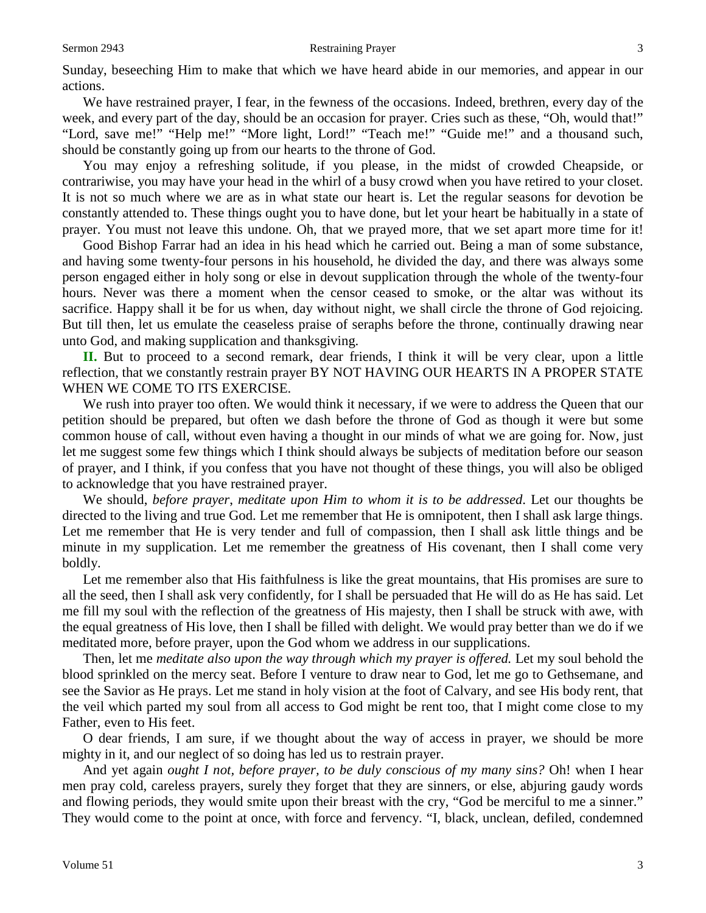Sunday, beseeching Him to make that which we have heard abide in our memories, and appear in our actions.

We have restrained prayer, I fear, in the fewness of the occasions. Indeed, brethren, every day of the week, and every part of the day, should be an occasion for prayer. Cries such as these, "Oh, would that!" "Lord, save me!" "Help me!" "More light, Lord!" "Teach me!" "Guide me!" and a thousand such, should be constantly going up from our hearts to the throne of God.

You may enjoy a refreshing solitude, if you please, in the midst of crowded Cheapside, or contrariwise, you may have your head in the whirl of a busy crowd when you have retired to your closet. It is not so much where we are as in what state our heart is. Let the regular seasons for devotion be constantly attended to. These things ought you to have done, but let your heart be habitually in a state of prayer. You must not leave this undone. Oh, that we prayed more, that we set apart more time for it!

Good Bishop Farrar had an idea in his head which he carried out. Being a man of some substance, and having some twenty-four persons in his household, he divided the day, and there was always some person engaged either in holy song or else in devout supplication through the whole of the twenty-four hours. Never was there a moment when the censor ceased to smoke, or the altar was without its sacrifice. Happy shall it be for us when, day without night, we shall circle the throne of God rejoicing. But till then, let us emulate the ceaseless praise of seraphs before the throne, continually drawing near unto God, and making supplication and thanksgiving.

**II.** But to proceed to a second remark, dear friends, I think it will be very clear, upon a little reflection, that we constantly restrain prayer BY NOT HAVING OUR HEARTS IN A PROPER STATE WHEN WE COME TO ITS EXERCISE.

We rush into prayer too often. We would think it necessary, if we were to address the Queen that our petition should be prepared, but often we dash before the throne of God as though it were but some common house of call, without even having a thought in our minds of what we are going for. Now, just let me suggest some few things which I think should always be subjects of meditation before our season of prayer, and I think, if you confess that you have not thought of these things, you will also be obliged to acknowledge that you have restrained prayer.

We should, *before prayer, meditate upon Him to whom it is to be addressed*. Let our thoughts be directed to the living and true God. Let me remember that He is omnipotent, then I shall ask large things. Let me remember that He is very tender and full of compassion, then I shall ask little things and be minute in my supplication. Let me remember the greatness of His covenant, then I shall come very boldly.

Let me remember also that His faithfulness is like the great mountains, that His promises are sure to all the seed, then I shall ask very confidently, for I shall be persuaded that He will do as He has said. Let me fill my soul with the reflection of the greatness of His majesty, then I shall be struck with awe, with the equal greatness of His love, then I shall be filled with delight. We would pray better than we do if we meditated more, before prayer, upon the God whom we address in our supplications.

Then, let me *meditate also upon the way through which my prayer is offered.* Let my soul behold the blood sprinkled on the mercy seat. Before I venture to draw near to God, let me go to Gethsemane, and see the Savior as He prays. Let me stand in holy vision at the foot of Calvary, and see His body rent, that the veil which parted my soul from all access to God might be rent too, that I might come close to my Father, even to His feet.

O dear friends, I am sure, if we thought about the way of access in prayer, we should be more mighty in it, and our neglect of so doing has led us to restrain prayer.

And yet again *ought I not, before prayer, to be duly conscious of my many sins?* Oh! when I hear men pray cold, careless prayers, surely they forget that they are sinners, or else, abjuring gaudy words and flowing periods, they would smite upon their breast with the cry, "God be merciful to me a sinner." They would come to the point at once, with force and fervency. "I, black, unclean, defiled, condemned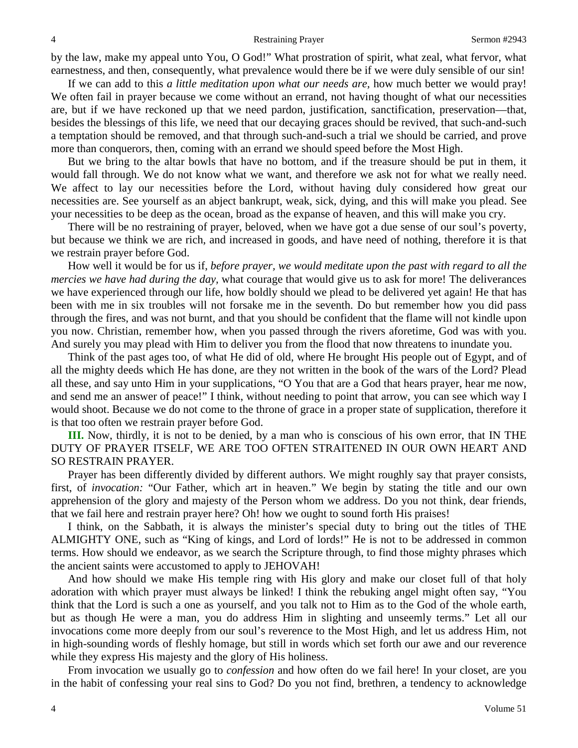by the law, make my appeal unto You, O God!" What prostration of spirit, what zeal, what fervor, what earnestness, and then, consequently, what prevalence would there be if we were duly sensible of our sin!

If we can add to this *a little meditation upon what our needs are*, how much better we would pray! We often fail in prayer because we come without an errand, not having thought of what our necessities are, but if we have reckoned up that we need pardon, justification, sanctification, preservation—that, besides the blessings of this life, we need that our decaying graces should be revived, that such-and-such a temptation should be removed, and that through such-and-such a trial we should be carried, and prove more than conquerors, then, coming with an errand we should speed before the Most High.

But we bring to the altar bowls that have no bottom, and if the treasure should be put in them, it would fall through. We do not know what we want, and therefore we ask not for what we really need. We affect to lay our necessities before the Lord, without having duly considered how great our necessities are. See yourself as an abject bankrupt, weak, sick, dying, and this will make you plead. See your necessities to be deep as the ocean, broad as the expanse of heaven, and this will make you cry.

There will be no restraining of prayer, beloved, when we have got a due sense of our soul's poverty, but because we think we are rich, and increased in goods, and have need of nothing, therefore it is that we restrain prayer before God.

How well it would be for us if, *before prayer, we would meditate upon the past with regard to all the mercies we have had during the day,* what courage that would give us to ask for more! The deliverances we have experienced through our life, how boldly should we plead to be delivered yet again! He that has been with me in six troubles will not forsake me in the seventh. Do but remember how you did pass through the fires, and was not burnt, and that you should be confident that the flame will not kindle upon you now. Christian, remember how, when you passed through the rivers aforetime, God was with you. And surely you may plead with Him to deliver you from the flood that now threatens to inundate you.

Think of the past ages too, of what He did of old, where He brought His people out of Egypt, and of all the mighty deeds which He has done, are they not written in the book of the wars of the Lord? Plead all these, and say unto Him in your supplications, "O You that are a God that hears prayer, hear me now, and send me an answer of peace!" I think, without needing to point that arrow, you can see which way I would shoot. Because we do not come to the throne of grace in a proper state of supplication, therefore it is that too often we restrain prayer before God.

**III.** Now, thirdly, it is not to be denied, by a man who is conscious of his own error, that IN THE DUTY OF PRAYER ITSELF, WE ARE TOO OFTEN STRAITENED IN OUR OWN HEART AND SO RESTRAIN PRAYER.

Prayer has been differently divided by different authors. We might roughly say that prayer consists, first, of *invocation:* "Our Father, which art in heaven." We begin by stating the title and our own apprehension of the glory and majesty of the Person whom we address. Do you not think, dear friends, that we fail here and restrain prayer here? Oh! how we ought to sound forth His praises!

I think, on the Sabbath, it is always the minister's special duty to bring out the titles of THE ALMIGHTY ONE, such as "King of kings, and Lord of lords!" He is not to be addressed in common terms. How should we endeavor, as we search the Scripture through, to find those mighty phrases which the ancient saints were accustomed to apply to JEHOVAH!

And how should we make His temple ring with His glory and make our closet full of that holy adoration with which prayer must always be linked! I think the rebuking angel might often say, "You think that the Lord is such a one as yourself, and you talk not to Him as to the God of the whole earth, but as though He were a man, you do address Him in slighting and unseemly terms." Let all our invocations come more deeply from our soul's reverence to the Most High, and let us address Him, not in high-sounding words of fleshly homage, but still in words which set forth our awe and our reverence while they express His majesty and the glory of His holiness.

From invocation we usually go to *confession* and how often do we fail here! In your closet, are you in the habit of confessing your real sins to God? Do you not find, brethren, a tendency to acknowledge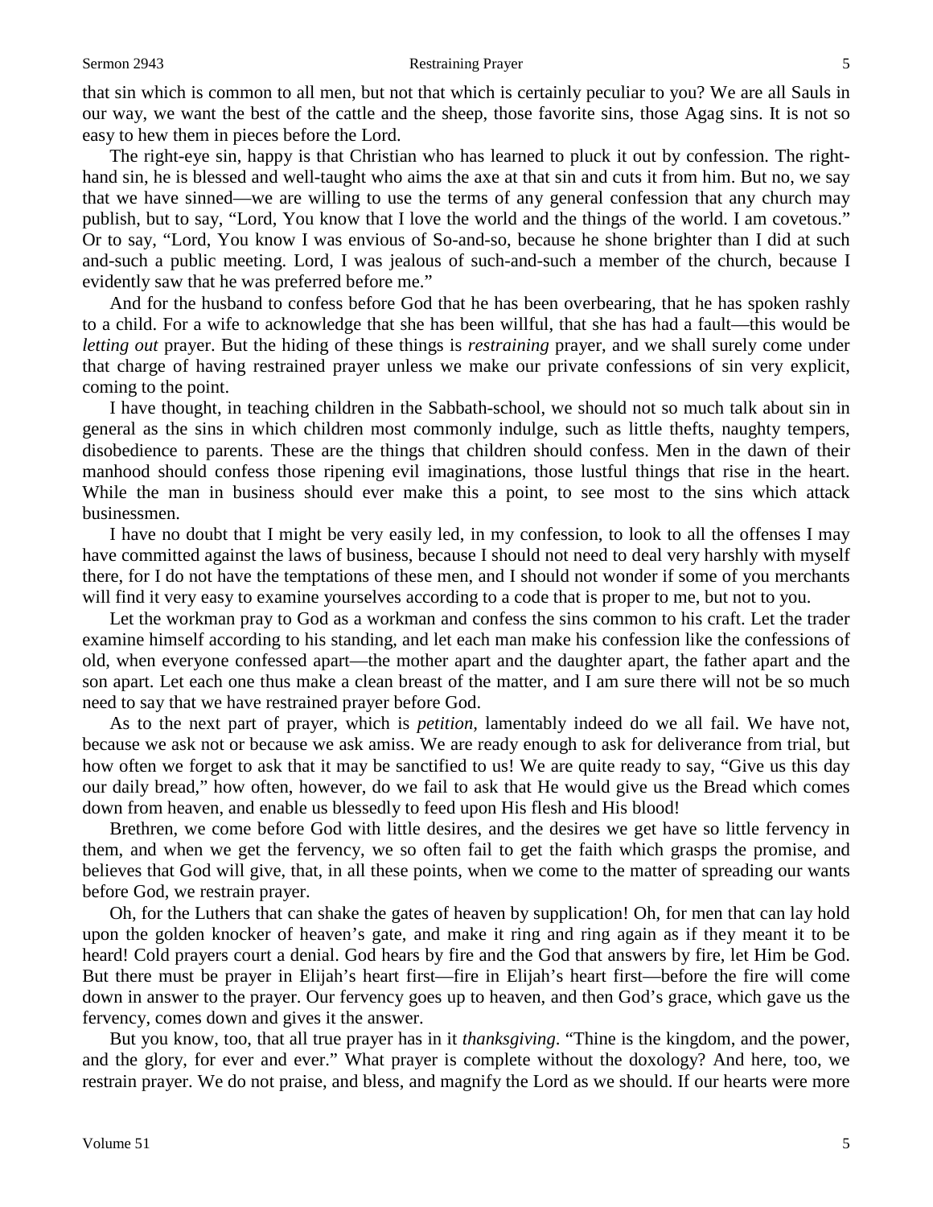that sin which is common to all men, but not that which is certainly peculiar to you? We are all Sauls in our way, we want the best of the cattle and the sheep, those favorite sins, those Agag sins. It is not so easy to hew them in pieces before the Lord.

The right-eye sin, happy is that Christian who has learned to pluck it out by confession. The right-hand sin, he is blessed and well-taught who aims the axe at that sin and cuts it from him. But no, we say that we have sinned—we are willing to use the terms of any general confession that any church may publish, but to say, "Lord, You know that I love the world and the things of the world. I am covetous." Or to say, "Lord, You know I was envious of So-and-so, because he shone brighter than I did at such and-such a public meeting. Lord, I was jealous of such-and-such a member of the church, because I evidently saw that he was preferred before me."

And for the husband to confess before God that he has been overbearing, that he has spoken rashly to a child. For a wife to acknowledge that she has been willful, that she has had a fault—this would be *letting out* prayer. But the hiding of these things is *restraining* prayer, and we shall surely come under that charge of having restrained prayer unless we make our private confessions of sin very explicit, coming to the point.

I have thought, in teaching children in the Sabbath-school, we should not so much talk about sin in general as the sins in which children most commonly indulge, such as little thefts, naughty tempers, disobedience to parents. These are the things that children should confess. Men in the dawn of their manhood should confess those ripening evil imaginations, those lustful things that rise in the heart. While the man in business should ever make this a point, to see most to the sins which attack businessmen.

I have no doubt that I might be very easily led, in my confession, to look to all the offenses I may have committed against the laws of business, because I should not need to deal very harshly with myself there, for I do not have the temptations of these men, and I should not wonder if some of you merchants will find it very easy to examine yourselves according to a code that is proper to me, but not to you.

Let the workman pray to God as a workman and confess the sins common to his craft. Let the trader examine himself according to his standing, and let each man make his confession like the confessions of old, when everyone confessed apart—the mother apart and the daughter apart, the father apart and the son apart. Let each one thus make a clean breast of the matter, and I am sure there will not be so much need to say that we have restrained prayer before God.

As to the next part of prayer, which is *petition,* lamentably indeed do we all fail. We have not, because we ask not or because we ask amiss. We are ready enough to ask for deliverance from trial, but how often we forget to ask that it may be sanctified to us! We are quite ready to say, "Give us this day our daily bread," how often, however, do we fail to ask that He would give us the Bread which comes down from heaven, and enable us blessedly to feed upon His flesh and His blood!

Brethren, we come before God with little desires, and the desires we get have so little fervency in them, and when we get the fervency, we so often fail to get the faith which grasps the promise, and believes that God will give, that, in all these points, when we come to the matter of spreading our wants before God, we restrain prayer.

Oh, for the Luthers that can shake the gates of heaven by supplication! Oh, for men that can lay hold upon the golden knocker of heaven's gate, and make it ring and ring again as if they meant it to be heard! Cold prayers court a denial. God hears by fire and the God that answers by fire, let Him be God. But there must be prayer in Elijah's heart first—fire in Elijah's heart first—before the fire will come down in answer to the prayer. Our fervency goes up to heaven, and then God's grace, which gave us the fervency, comes down and gives it the answer.

But you know, too, that all true prayer has in it *thanksgiving*. "Thine is the kingdom, and the power, and the glory, for ever and ever." What prayer is complete without the doxology? And here, too, we restrain prayer. We do not praise, and bless, and magnify the Lord as we should. If our hearts were more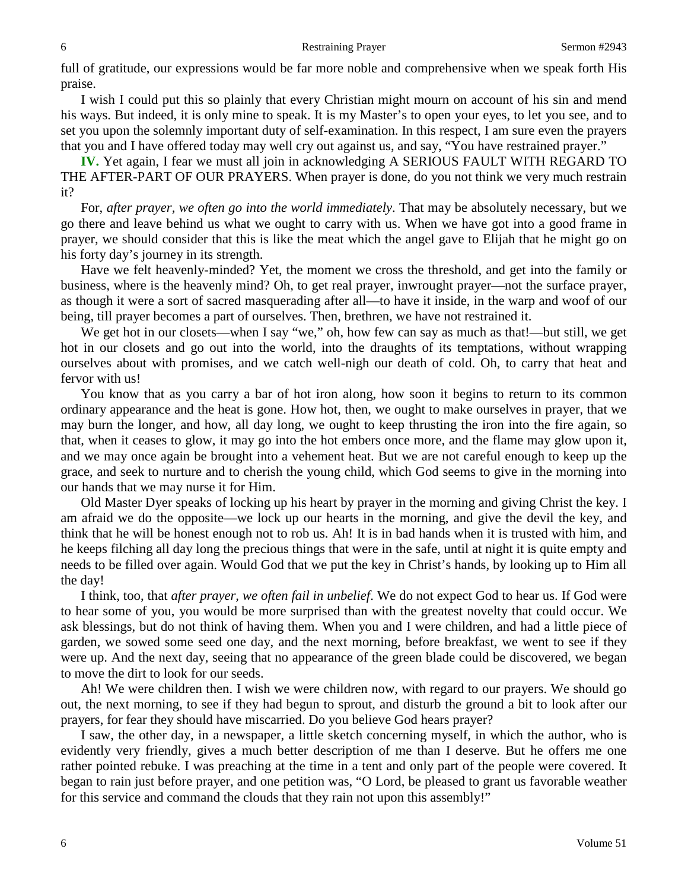full of gratitude, our expressions would be far more noble and comprehensive when we speak forth His praise.

I wish I could put this so plainly that every Christian might mourn on account of his sin and mend his ways. But indeed, it is only mine to speak. It is my Master's to open your eyes, to let you see, and to set you upon the solemnly important duty of self-examination. In this respect, I am sure even the prayers that you and I have offered today may well cry out against us, and say, "You have restrained prayer."

**IV.** Yet again, I fear we must all join in acknowledging A SERIOUS FAULT WITH REGARD TO THE AFTER-PART OF OUR PRAYERS. When prayer is done, do you not think we very much restrain it?

For, *after prayer, we often go into the world immediately*. That may be absolutely necessary, but we go there and leave behind us what we ought to carry with us. When we have got into a good frame in prayer, we should consider that this is like the meat which the angel gave to Elijah that he might go on his forty day's journey in its strength.

Have we felt heavenly-minded? Yet, the moment we cross the threshold, and get into the family or business, where is the heavenly mind? Oh, to get real prayer, inwrought prayer—not the surface prayer, as though it were a sort of sacred masquerading after all—to have it inside, in the warp and woof of our being, till prayer becomes a part of ourselves. Then, brethren, we have not restrained it.

We get hot in our closets—when I say "we," oh, how few can say as much as that!—but still, we get hot in our closets and go out into the world, into the draughts of its temptations, without wrapping ourselves about with promises, and we catch well-nigh our death of cold. Oh, to carry that heat and fervor with us!

You know that as you carry a bar of hot iron along, how soon it begins to return to its common ordinary appearance and the heat is gone. How hot, then, we ought to make ourselves in prayer, that we may burn the longer, and how, all day long, we ought to keep thrusting the iron into the fire again, so that, when it ceases to glow, it may go into the hot embers once more, and the flame may glow upon it, and we may once again be brought into a vehement heat. But we are not careful enough to keep up the grace, and seek to nurture and to cherish the young child, which God seems to give in the morning into our hands that we may nurse it for Him.

Old Master Dyer speaks of locking up his heart by prayer in the morning and giving Christ the key. I am afraid we do the opposite—we lock up our hearts in the morning, and give the devil the key, and think that he will be honest enough not to rob us. Ah! It is in bad hands when it is trusted with him, and he keeps filching all day long the precious things that were in the safe, until at night it is quite empty and needs to be filled over again. Would God that we put the key in Christ's hands, by looking up to Him all the day!

I think, too, that *after prayer, we often fail in unbelief*. We do not expect God to hear us. If God were to hear some of you, you would be more surprised than with the greatest novelty that could occur. We ask blessings, but do not think of having them. When you and I were children, and had a little piece of garden, we sowed some seed one day, and the next morning, before breakfast, we went to see if they were up. And the next day, seeing that no appearance of the green blade could be discovered, we began to move the dirt to look for our seeds.

Ah! We were children then. I wish we were children now, with regard to our prayers. We should go out, the next morning, to see if they had begun to sprout, and disturb the ground a bit to look after our prayers, for fear they should have miscarried. Do you believe God hears prayer?

I saw, the other day, in a newspaper, a little sketch concerning myself, in which the author, who is evidently very friendly, gives a much better description of me than I deserve. But he offers me one rather pointed rebuke. I was preaching at the time in a tent and only part of the people were covered. It began to rain just before prayer, and one petition was, "O Lord, be pleased to grant us favorable weather for this service and command the clouds that they rain not upon this assembly!"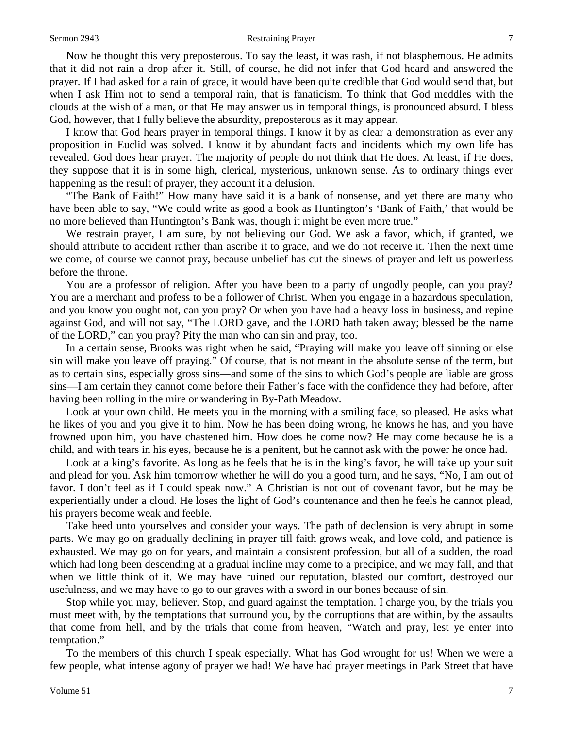Now he thought this very preposterous. To say the least, it was rash, if not blasphemous. He admits that it did not rain a drop after it. Still, of course, he did not infer that God heard and answered the prayer. If I had asked for a rain of grace, it would have been quite credible that God would send that, but when I ask Him not to send a temporal rain, that is fanaticism. To think that God meddles with the clouds at the wish of a man, or that He may answer us in temporal things, is pronounced absurd. I bless God, however, that I fully believe the absurdity, preposterous as it may appear.

I know that God hears prayer in temporal things. I know it by as clear a demonstration as ever any proposition in Euclid was solved. I know it by abundant facts and incidents which my own life has revealed. God does hear prayer. The majority of people do not think that He does. At least, if He does, they suppose that it is in some high, clerical, mysterious, unknown sense. As to ordinary things ever happening as the result of prayer, they account it a delusion.

"The Bank of Faith!" How many have said it is a bank of nonsense, and yet there are many who have been able to say, "We could write as good a book as Huntington's 'Bank of Faith,' that would be no more believed than Huntington's Bank was, though it might be even more true."

We restrain prayer, I am sure, by not believing our God. We ask a favor, which, if granted, we should attribute to accident rather than ascribe it to grace, and we do not receive it. Then the next time we come, of course we cannot pray, because unbelief has cut the sinews of prayer and left us powerless before the throne.

You are a professor of religion. After you have been to a party of ungodly people, can you pray? You are a merchant and profess to be a follower of Christ. When you engage in a hazardous speculation, and you know you ought not, can you pray? Or when you have had a heavy loss in business, and repine against God, and will not say, "The LORD gave, and the LORD hath taken away; blessed be the name of the LORD," can you pray? Pity the man who can sin and pray, too.

In a certain sense, Brooks was right when he said, "Praying will make you leave off sinning or else sin will make you leave off praying." Of course, that is not meant in the absolute sense of the term, but as to certain sins, especially gross sins—and some of the sins to which God's people are liable are gross sins—I am certain they cannot come before their Father's face with the confidence they had before, after having been rolling in the mire or wandering in By-Path Meadow.

Look at your own child. He meets you in the morning with a smiling face, so pleased. He asks what he likes of you and you give it to him. Now he has been doing wrong, he knows he has, and you have frowned upon him, you have chastened him. How does he come now? He may come because he is a child, and with tears in his eyes, because he is a penitent, but he cannot ask with the power he once had.

Look at a king's favorite. As long as he feels that he is in the king's favor, he will take up your suit and plead for you. Ask him tomorrow whether he will do you a good turn, and he says, "No, I am out of favor. I don't feel as if I could speak now." A Christian is not out of covenant favor, but he may be experientially under a cloud. He loses the light of God's countenance and then he feels he cannot plead, his prayers become weak and feeble.

Take heed unto yourselves and consider your ways. The path of declension is very abrupt in some parts. We may go on gradually declining in prayer till faith grows weak, and love cold, and patience is exhausted. We may go on for years, and maintain a consistent profession, but all of a sudden, the road which had long been descending at a gradual incline may come to a precipice, and we may fall, and that when we little think of it. We may have ruined our reputation, blasted our comfort, destroyed our usefulness, and we may have to go to our graves with a sword in our bones because of sin.

Stop while you may, believer. Stop, and guard against the temptation. I charge you, by the trials you must meet with, by the temptations that surround you, by the corruptions that are within, by the assaults that come from hell, and by the trials that come from heaven, "Watch and pray, lest ye enter into temptation."

To the members of this church I speak especially. What has God wrought for us! When we were a few people, what intense agony of prayer we had! We have had prayer meetings in Park Street that have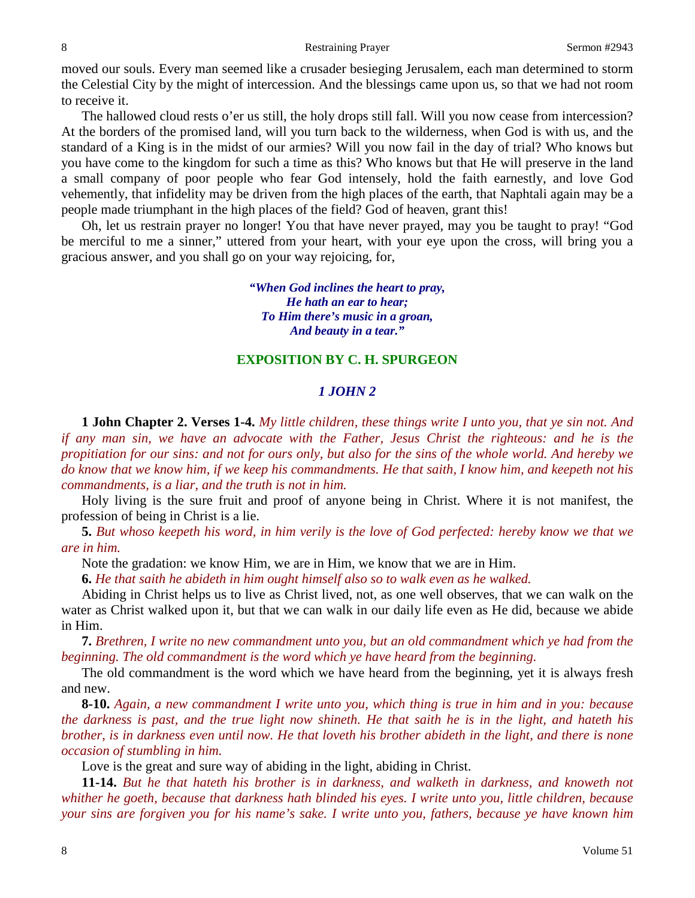moved our souls. Every man seemed like a crusader besieging Jerusalem, each man determined to storm the Celestial City by the might of intercession. And the blessings came upon us, so that we had not room to receive it.

The hallowed cloud rests o'er us still, the holy drops still fall. Will you now cease from intercession? At the borders of the promised land, will you turn back to the wilderness, when God is with us, and the standard of a King is in the midst of our armies? Will you now fail in the day of trial? Who knows but you have come to the kingdom for such a time as this? Who knows but that He will preserve in the land a small company of poor people who fear God intensely, hold the faith earnestly, and love God vehemently, that infidelity may be driven from the high places of the earth, that Naphtali again may be a people made triumphant in the high places of the field? God of heaven, grant this!

Oh, let us restrain prayer no longer! You that have never prayed, may you be taught to pray! "God be merciful to me a sinner," uttered from your heart, with your eye upon the cross, will bring you a gracious answer, and you shall go on your way rejoicing, for,

> ***"When God inclines the heart to pray,***
> ***He hath an ear to hear;***
> ***To Him there's music in a groan,***
> ***And beauty in a tear."***

## EXPOSITION BY C. H. SPURGEON

### *1 JOHN 2*

**1 John Chapter 2. Verses 1-4.** *My little children, these things write I unto you, that ye sin not. And if any man sin, we have an advocate with the Father, Jesus Christ the righteous: and he is the propitiation for our sins: and not for ours only, but also for the sins of the whole world. And hereby we do know that we know him, if we keep his commandments. He that saith, I know him, and keepeth not his commandments, is a liar, and the truth is not in him.*

Holy living is the sure fruit and proof of anyone being in Christ. Where it is not manifest, the profession of being in Christ is a lie.

**5.** *But whoso keepeth his word, in him verily is the love of God perfected: hereby know we that we are in him.*

Note the gradation: we know Him, we are in Him, we know that we are in Him.

**6.** *He that saith he abideth in him ought himself also so to walk even as he walked.*

Abiding in Christ helps us to live as Christ lived, not, as one well observes, that we can walk on the water as Christ walked upon it, but that we can walk in our daily life even as He did, because we abide in Him.

**7.** *Brethren, I write no new commandment unto you, but an old commandment which ye had from the beginning. The old commandment is the word which ye have heard from the beginning.*

The old commandment is the word which we have heard from the beginning, yet it is always fresh and new.

**8-10.** *Again, a new commandment I write unto you, which thing is true in him and in you: because the darkness is past, and the true light now shineth. He that saith he is in the light, and hateth his brother, is in darkness even until now. He that loveth his brother abideth in the light, and there is none occasion of stumbling in him.*

Love is the great and sure way of abiding in the light, abiding in Christ.

**11-14.** *But he that hateth his brother is in darkness, and walketh in darkness, and knoweth not whither he goeth, because that darkness hath blinded his eyes. I write unto you, little children, because your sins are forgiven you for his name's sake. I write unto you, fathers, because ye have known him*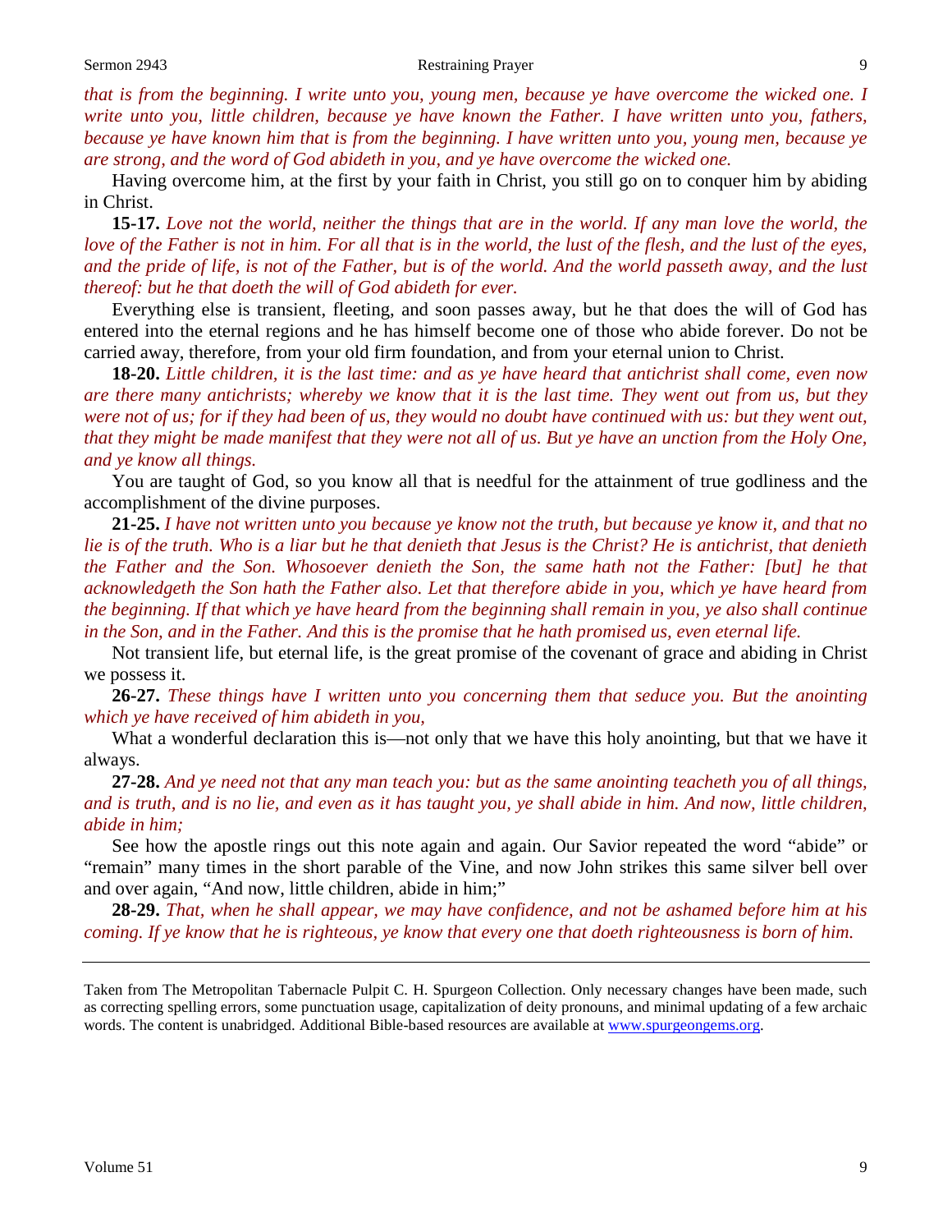*that is from the beginning. I write unto you, young men, because ye have overcome the wicked one. I write unto you, little children, because ye have known the Father. I have written unto you, fathers, because ye have known him that is from the beginning. I have written unto you, young men, because ye are strong, and the word of God abideth in you, and ye have overcome the wicked one.*

Having overcome him, at the first by your faith in Christ, you still go on to conquer him by abiding in Christ.

**15-17.** *Love not the world, neither the things that are in the world. If any man love the world, the love of the Father is not in him. For all that is in the world, the lust of the flesh, and the lust of the eyes, and the pride of life, is not of the Father, but is of the world. And the world passeth away, and the lust thereof: but he that doeth the will of God abideth for ever.*

Everything else is transient, fleeting, and soon passes away, but he that does the will of God has entered into the eternal regions and he has himself become one of those who abide forever. Do not be carried away, therefore, from your old firm foundation, and from your eternal union to Christ.

**18-20.** *Little children, it is the last time: and as ye have heard that antichrist shall come, even now are there many antichrists; whereby we know that it is the last time. They went out from us, but they were not of us; for if they had been of us, they would no doubt have continued with us: but they went out, that they might be made manifest that they were not all of us. But ye have an unction from the Holy One, and ye know all things.*

You are taught of God, so you know all that is needful for the attainment of true godliness and the accomplishment of the divine purposes.

**21-25.** *I have not written unto you because ye know not the truth, but because ye know it, and that no lie is of the truth. Who is a liar but he that denieth that Jesus is the Christ? He is antichrist, that denieth the Father and the Son. Whosoever denieth the Son, the same hath not the Father: [but] he that acknowledgeth the Son hath the Father also. Let that therefore abide in you, which ye have heard from the beginning. If that which ye have heard from the beginning shall remain in you, ye also shall continue in the Son, and in the Father. And this is the promise that he hath promised us, even eternal life.*

Not transient life, but eternal life, is the great promise of the covenant of grace and abiding in Christ we possess it.

**26-27.** *These things have I written unto you concerning them that seduce you. But the anointing which ye have received of him abideth in you,*

What a wonderful declaration this is—not only that we have this holy anointing, but that we have it always.

**27-28.** *And ye need not that any man teach you: but as the same anointing teacheth you of all things, and is truth, and is no lie, and even as it has taught you, ye shall abide in him. And now, little children, abide in him;*

See how the apostle rings out this note again and again. Our Savior repeated the word "abide" or "remain" many times in the short parable of the Vine, and now John strikes this same silver bell over and over again, "And now, little children, abide in him;"

**28-29.** *That, when he shall appear, we may have confidence, and not be ashamed before him at his coming. If ye know that he is righteous, ye know that every one that doeth righteousness is born of him.*

---

Taken from The Metropolitan Tabernacle Pulpit C. H. Spurgeon Collection. Only necessary changes have been made, such as correcting spelling errors, some punctuation usage, capitalization of deity pronouns, and minimal updating of a few archaic words. The content is unabridged. Additional Bible-based resources are available at www.spurgeongems.org.